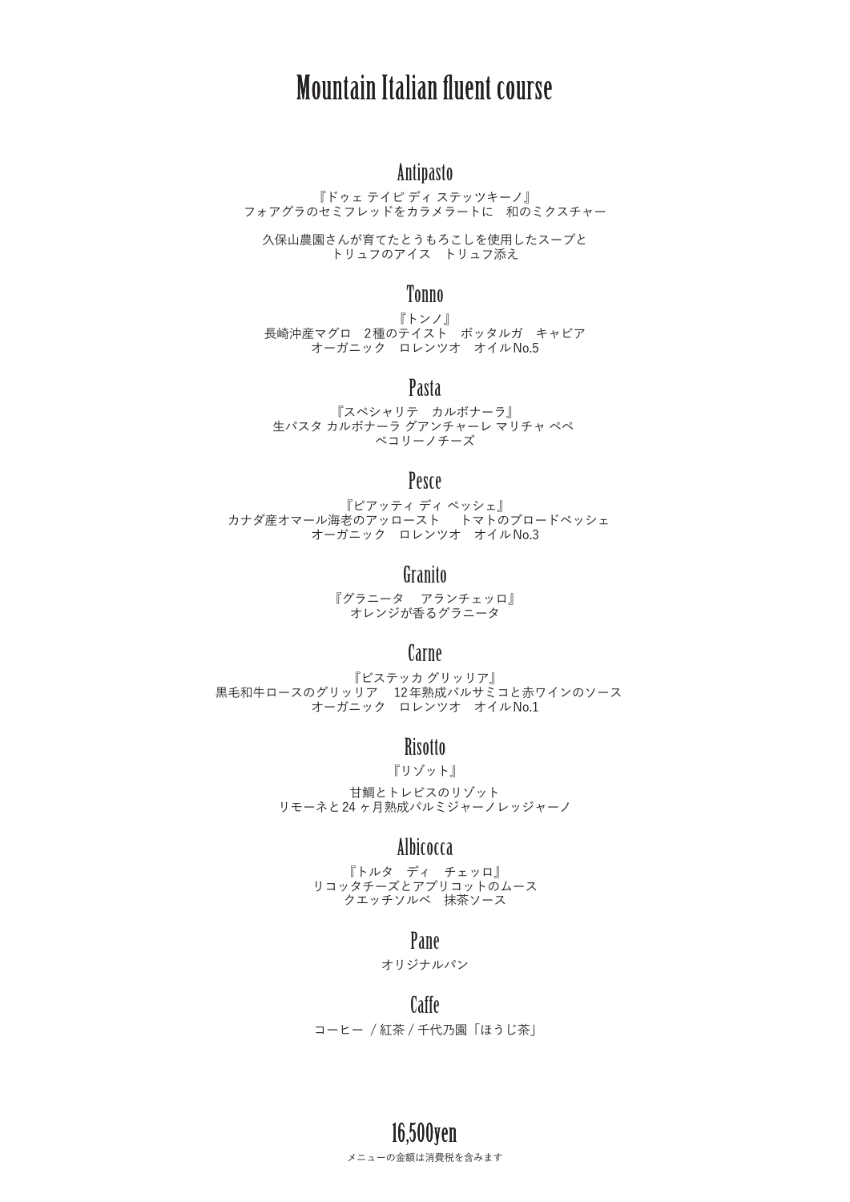# Mountain Italian fluent course

## Antipasto

『ドゥェ テイピ ディ ステッツキーノ』
フォアグラのセミフレッドをカラメラートに　和のミクスチャー

久保山農園さんが育てたとうもろこしを使用したスープと
トリュフのアイス　トリュフ添え

## Tonno

『トンノ』
長崎沖産マグロ　2種のテイスト　ボッタルガ　キャビア
オーガニック　ロレンツオ　オイルNo.5

## Pasta

『スペシャリテ　カルボナーラ』
生パスタ カルボナーラ グアンチャーレ マリチャ ペペ
ペコリーノチーズ

## Pesce

『ピアッティ ディ ペッシェ』
カナダ産オマール海老のアッロースト　 トマトのブロードペッシェ
オーガニック　ロレンツオ　オイルNo.3

## Granito

『グラニータ　 アランチェッロ』
オレンジが香るグラニータ

## Carne

『ビステッカ グリッリア』
黒毛和牛ロースのグリッリア　 12年熟成バルサミコと赤ワインのソース
オーガニック　ロレンツオ　オイルNo.1

## Risotto

『リゾット』

甘鯛とトレビスのリゾット
リモーネと24ヶ月熟成パルミジャーノレッジャーノ

## Albicocca

『トルタ　ディ　チェッロ』
リコッタチーズとアプリコットのムース
クエッチソルベ　抹茶ソース

## Pane

オリジナルパン

## Caffe

コーヒー / 紅茶 / 千代乃園「ほうじ茶」

## 16,500yen

メニューの金額は消費税を含みます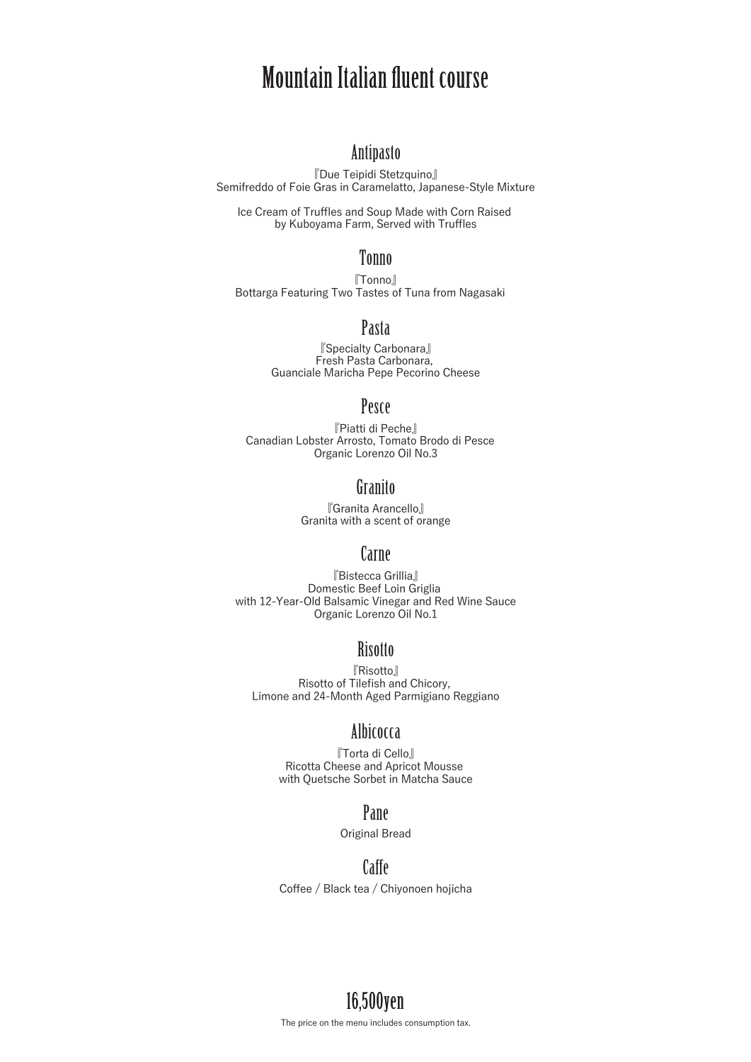# Mountain Italian fluent course

## Antipasto

『Due Teipidi Stetzquino』
Semifreddo of Foie Gras in Caramelatto, Japanese-Style Mixture

Ice Cream of Truffles and Soup Made with Corn Raised
by Kuboyama Farm, Served with Truffles

## Tonno

『Tonno』
Bottarga Featuring Two Tastes of Tuna from Nagasaki

## Pasta

『Specialty Carbonara』
Fresh Pasta Carbonara,
Guanciale Maricha Pepe Pecorino Cheese

## Pesce

『Piatti di Peche』
Canadian Lobster Arrosto, Tomato Brodo di Pesce
Organic Lorenzo Oil No.3

## Granito

『Granita Arancello』
Granita with a scent of orange

## Carne

『Bistecca Grillia』
Domestic Beef Loin Griglia
with 12-Year-Old Balsamic Vinegar and Red Wine Sauce
Organic Lorenzo Oil No.1

## Risotto

『Risotto』
Risotto of Tilefish and Chicory,
Limone and 24-Month Aged Parmigiano Reggiano

## Albicocca

『Torta di Cello』
Ricotta Cheese and Apricot Mousse
with Quetsche Sorbet in Matcha Sauce

## Pane

Original Bread

## Caffe

Coffee / Black tea / Chiyonoen hojicha

## 16,500yen

The price on the menu includes consumption tax.